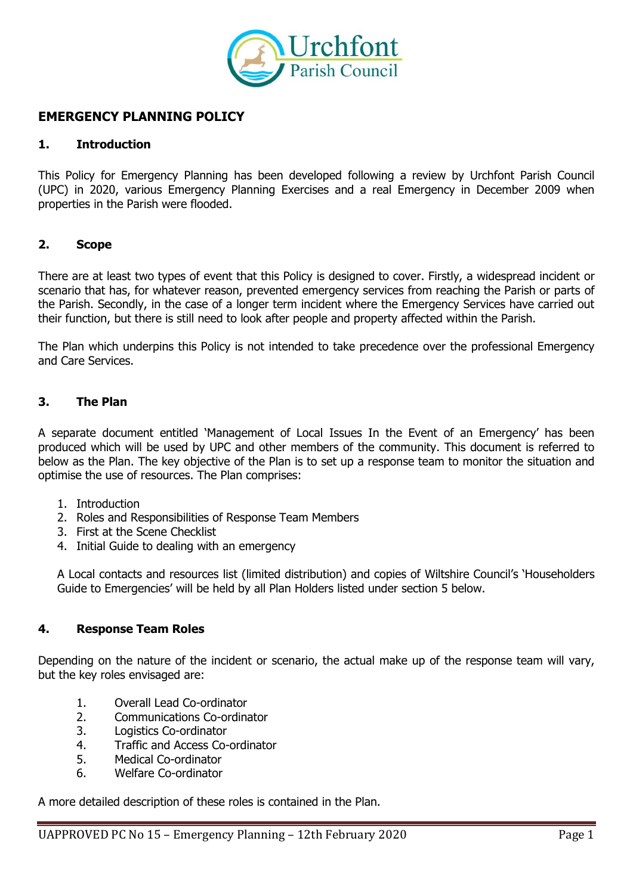# EMERGENCY PLANNING POLICY

## 1. Introduction

This Policy for Emergency Planning has been developed following a review by Urchfont Parish Council (UPC) in 2020, various Emergency Planning Exercises and a real Emergency in December 2009 when properties in the Parish were flooded.

## 2. Scope

There are at least two types of event that this Policy is designed to cover. Firstly, a widespread incident or scenario that has, for whatever reason, prevented emergency services from reaching the Parish or parts of the Parish. Secondly, in the case of a longer term incident where the Emergency Services have carried out their function, but there is still need to look after people and property affected within the Parish.

The Plan which underpins this Policy is not intended to take precedence over the professional Emergency and Care Services.

## 3. The Plan

A separate document entitled 'Management of Local Issues In the Event of an Emergency' has been produced which will be used by UPC and other members of the community. This document is referred to below as the Plan. The key objective of the Plan is to set up a response team to monitor the situation and optimise the use of resources. The Plan comprises:

1. Introduction
2. Roles and Responsibilities of Response Team Members
3. First at the Scene Checklist
4. Initial Guide to dealing with an emergency

A Local contacts and resources list (limited distribution) and copies of Wiltshire Council's 'Householders Guide to Emergencies' will be held by all Plan Holders listed under section 5 below.

## 4. Response Team Roles

Depending on the nature of the incident or scenario, the actual make up of the response team will vary, but the key roles envisaged are:

1. Overall Lead Co-ordinator
2. Communications Co-ordinator
3. Logistics Co-ordinator
4. Traffic and Access Co-ordinator
5. Medical Co-ordinator
6. Welfare Co-ordinator

A more detailed description of these roles is contained in the Plan.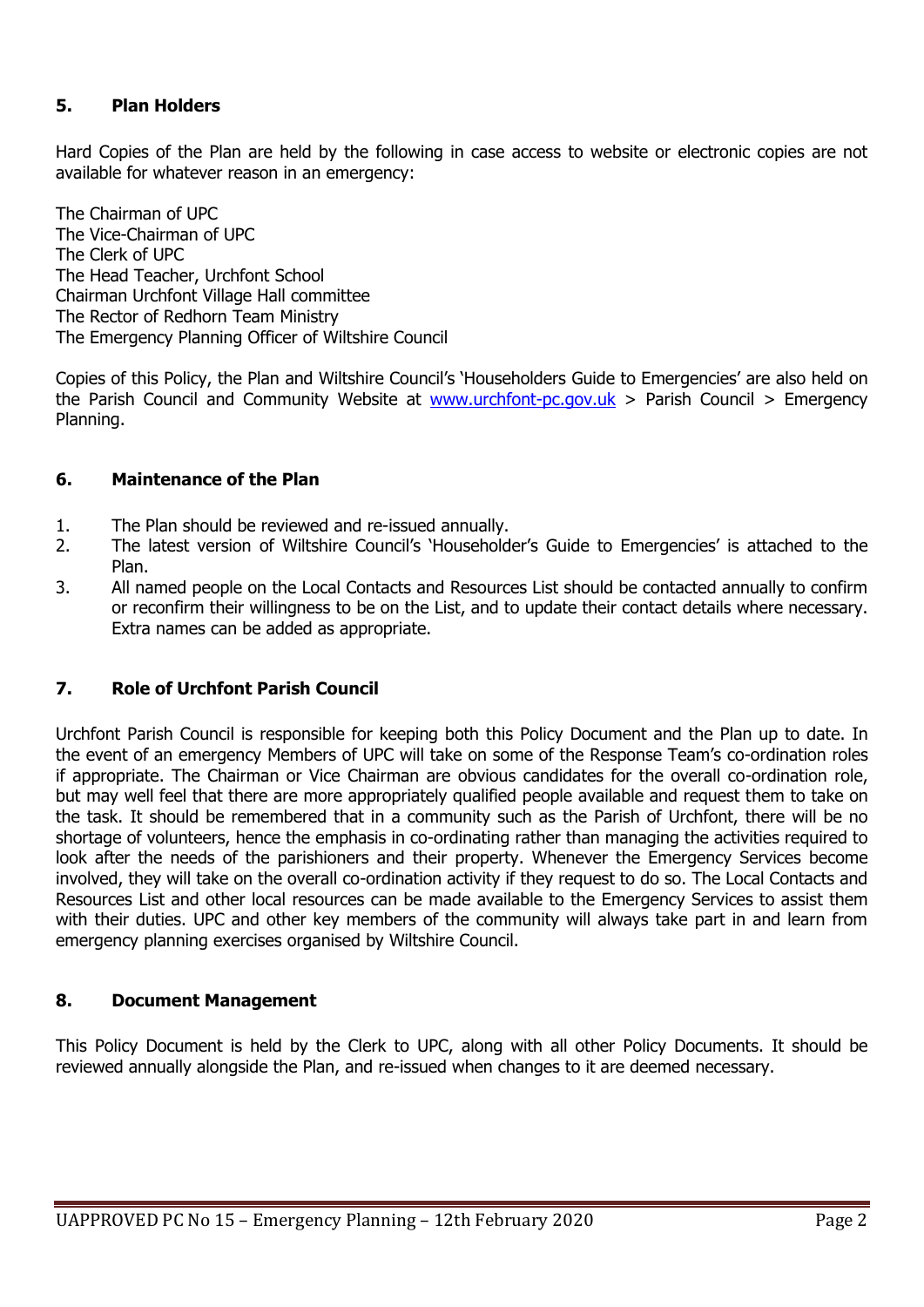## 5. Plan Holders

Hard Copies of the Plan are held by the following in case access to website or electronic copies are not available for whatever reason in an emergency:

The Chairman of UPC
The Vice-Chairman of UPC
The Clerk of UPC
The Head Teacher, Urchfont School
Chairman Urchfont Village Hall committee
The Rector of Redhorn Team Ministry
The Emergency Planning Officer of Wiltshire Council

Copies of this Policy, the Plan and Wiltshire Council's 'Householders Guide to Emergencies' are also held on the Parish Council and Community Website at [www.urchfont-pc.gov.uk](http://www.urchfont-pc.gov.uk) > Parish Council > Emergency Planning.

## 6. Maintenance of the Plan

1. The Plan should be reviewed and re-issued annually.
2. The latest version of Wiltshire Council's 'Householder's Guide to Emergencies' is attached to the Plan.
3. All named people on the Local Contacts and Resources List should be contacted annually to confirm or reconfirm their willingness to be on the List, and to update their contact details where necessary. Extra names can be added as appropriate.

## 7. Role of Urchfont Parish Council

Urchfont Parish Council is responsible for keeping both this Policy Document and the Plan up to date. In the event of an emergency Members of UPC will take on some of the Response Team's co-ordination roles if appropriate. The Chairman or Vice Chairman are obvious candidates for the overall co-ordination role, but may well feel that there are more appropriately qualified people available and request them to take on the task. It should be remembered that in a community such as the Parish of Urchfont, there will be no shortage of volunteers, hence the emphasis in co-ordinating rather than managing the activities required to look after the needs of the parishioners and their property. Whenever the Emergency Services become involved, they will take on the overall co-ordination activity if they request to do so. The Local Contacts and Resources List and other local resources can be made available to the Emergency Services to assist them with their duties. UPC and other key members of the community will always take part in and learn from emergency planning exercises organised by Wiltshire Council.

## 8. Document Management

This Policy Document is held by the Clerk to UPC, along with all other Policy Documents. It should be reviewed annually alongside the Plan, and re-issued when changes to it are deemed necessary.